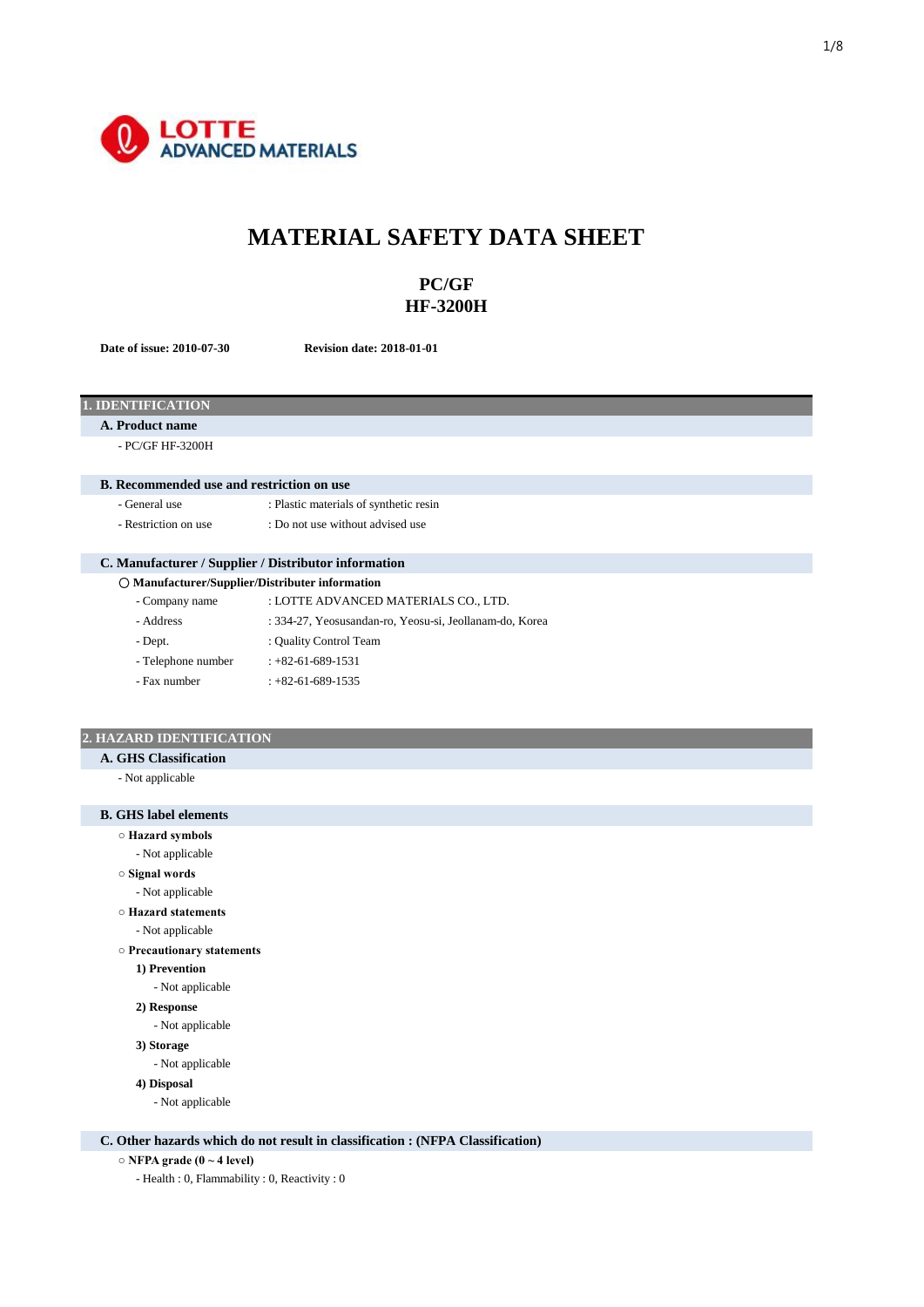LOTTE ADVANCED MATERIALS

# MATERIAL SAFETY DATA SHEET

## PC/GF
## HF-3200H

**Date of issue: 2010-07-30** **Revision date: 2018-01-01**

## 1. IDENTIFICATION

### A. Product name

- PC/GF HF-3200H

### B. Recommended use and restriction on use

- General use : Plastic materials of synthetic resin
- Restriction on use : Do not use without advised use

### C. Manufacturer / Supplier / Distributor information

○ **Manufacturer/Supplier/Distributer information**

- Company name : LOTTE ADVANCED MATERIALS CO., LTD.
- Address : 334-27, Yeosusandan-ro, Yeosu-si, Jeollanam-do, Korea
- Dept. : Quality Control Team
- Telephone number : +82-61-689-1531
- Fax number : +82-61-689-1535

## 2. HAZARD IDENTIFICATION

### A. GHS Classification

- Not applicable

### B. GHS label elements

○ **Hazard symbols**

- Not applicable

○ **Signal words**

- Not applicable

○ **Hazard statements**

- Not applicable

○ **Precautionary statements**

**1) Prevention**

- Not applicable

**2) Response**

- Not applicable

**3) Storage**

- Not applicable

**4) Disposal**

- Not applicable

### C. Other hazards which do not result in classification : (NFPA Classification)

○ **NFPA grade (0 ~ 4 level)**

- Health : 0, Flammability : 0, Reactivity : 0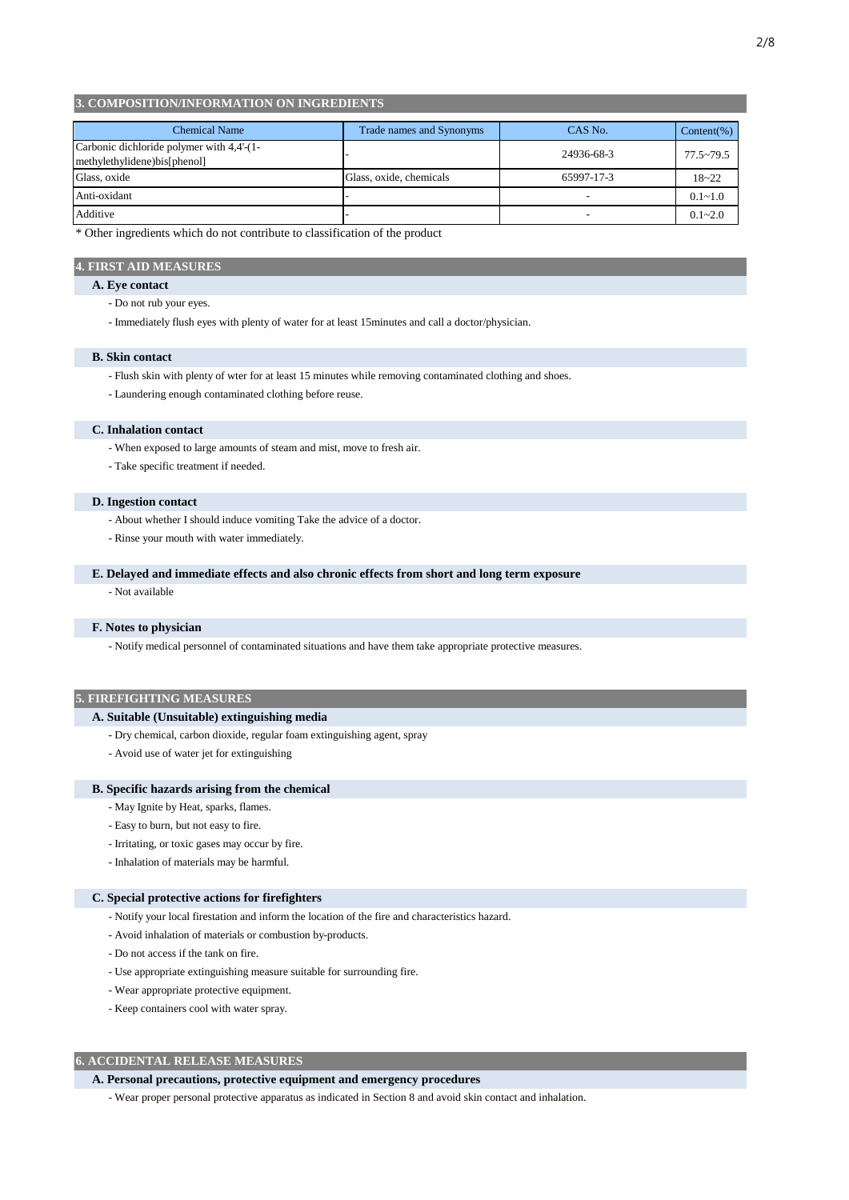## 3. COMPOSITION/INFORMATION ON INGREDIENTS

| Chemical Name | Trade names and Synonyms | CAS No. | Content(%) |
|---|---|---|---|
| Carbonic dichloride polymer with 4,4'-(1-methylethylidene)bis[phenol] | - | 24936-68-3 | 77.5~79.5 |
| Glass, oxide | Glass, oxide, chemicals | 65997-17-3 | 18~22 |
| Anti-oxidant | - | - | 0.1~1.0 |
| Additive | - | - | 0.1~2.0 |

* Other ingredients which do not contribute to classification of the product

## 4. FIRST AID MEASURES

### A. Eye contact

- Do not rub your eyes.
- Immediately flush eyes with plenty of water for at least 15minutes and call a doctor/physician.

### B. Skin contact

- Flush skin with plenty of wter for at least 15 minutes while removing contaminated clothing and shoes.
- Laundering enough contaminated clothing before reuse.

### C. Inhalation contact

- When exposed to large amounts of steam and mist, move to fresh air.
- Take specific treatment if needed.

### D. Ingestion contact

- About whether I should induce vomiting Take the advice of a doctor.
- Rinse your mouth with water immediately.

### E. Delayed and immediate effects and also chronic effects from short and long term exposure

- Not available

### F. Notes to physician

- Notify medical personnel of contaminated situations and have them take appropriate protective measures.

## 5. FIREFIGHTING MEASURES

### A. Suitable (Unsuitable) extinguishing media

- Dry chemical, carbon dioxide, regular foam extinguishing agent, spray
- Avoid use of water jet for extinguishing

### B. Specific hazards arising from the chemical

- May Ignite by Heat, sparks, flames.
- Easy to burn, but not easy to fire.
- Irritating, or toxic gases may occur by fire.
- Inhalation of materials may be harmful.

### C. Special protective actions for firefighters

- Notify your local firestation and inform the location of the fire and characteristics hazard.
- Avoid inhalation of materials or combustion by-products.
- Do not access if the tank on fire.
- Use appropriate extinguishing measure suitable for surrounding fire.
- Wear appropriate protective equipment.
- Keep containers cool with water spray.

## 6. ACCIDENTAL RELEASE MEASURES

### A. Personal precautions, protective equipment and emergency procedures

- Wear proper personal protective apparatus as indicated in Section 8 and avoid skin contact and inhalation.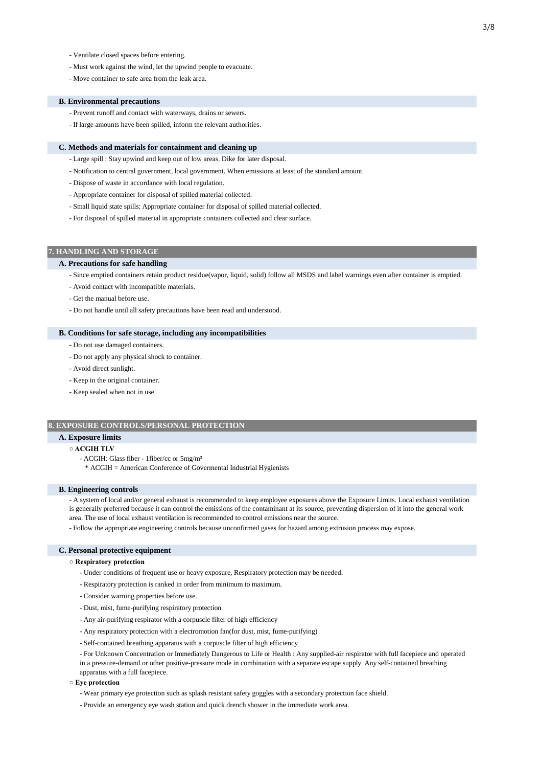- Ventilate closed spaces before entering.
- Must work against the wind, let the upwind people to evacuate.
- Move container to safe area from the leak area.

### B. Environmental precautions

- Prevent runoff and contact with waterways, drains or sewers.
- If large amounts have been spilled, inform the relevant authorities.

### C. Methods and materials for containment and cleaning up

- Large spill : Stay upwind and keep out of low areas. Dike for later disposal.
- Notification to central government, local government. When emissions at least of the standard amount
- Dispose of waste in accordance with local regulation.
- Appropriate container for disposal of spilled material collected.
- Small liquid state spills: Appropriate container for disposal of spilled material collected.
- For disposal of spilled material in appropriate containers collected and clear surface.

## 7. HANDLING AND STORAGE

### A. Precautions for safe handling

- Since emptied containers retain product residue(vapor, liquid, solid) follow all MSDS and label warnings even after container is emptied.
- Avoid contact with incompatible materials.
- Get the manual before use.
- Do not handle until all safety precautions have been read and understood.

### B. Conditions for safe storage, including any incompatibilities

- Do not use damaged containers.
- Do not apply any physical shock to container.
- Avoid direct sunlight.
- Keep in the original container.
- Keep sealed when not in use.

## 8. EXPOSURE CONTROLS/PERSONAL PROTECTION

### A. Exposure limits

○ **ACGIH TLV**

- ACGIH: Glass fiber - 1fiber/cc or 5mg/m³

  * ACGIH = American Conference of Govermental Industrial Hygienists

### B. Engineering controls

- A system of local and/or general exhaust is recommended to keep employee exposures above the Exposure Limits. Local exhaust ventilation is generally preferred because it can control the emissions of the contaminant at its source, preventing dispersion of it into the general work area. The use of local exhaust ventilation is recommended to control emissions near the source.
- Follow the appropriate engineering controls because unconfirmed gases for hazard among extrusion process may expose.

### C. Personal protective equipment

○ **Respiratory protection**

- Under conditions of frequent use or heavy exposure, Respiratory protection may be needed.
- Respiratory protection is ranked in order from minimum to maximum.
- Consider warning properties before use.
- Dust, mist, fume-purifying respiratory protection
- Any air-purifying respirator with a corpuscle filter of high efficiency
- Any respiratory protection with a electromotion fan(for dust, mist, fume-purifying)
- Self-contained breathing apparatus with a corpuscle filter of high efficiency
- For Unknown Concentration or Immediately Dangerous to Life or Health : Any supplied-air respirator with full facepiece and operated in a pressure-demand or other positive-pressure mode in combination with a separate escape supply. Any self-contained breathing apparatus with a full facepiece.

○ **Eye protection**

- Wear primary eye protection such as splash resistant safety goggles with a secondary protection face shield.
- Provide an emergency eye wash station and quick drench shower in the immediate work area.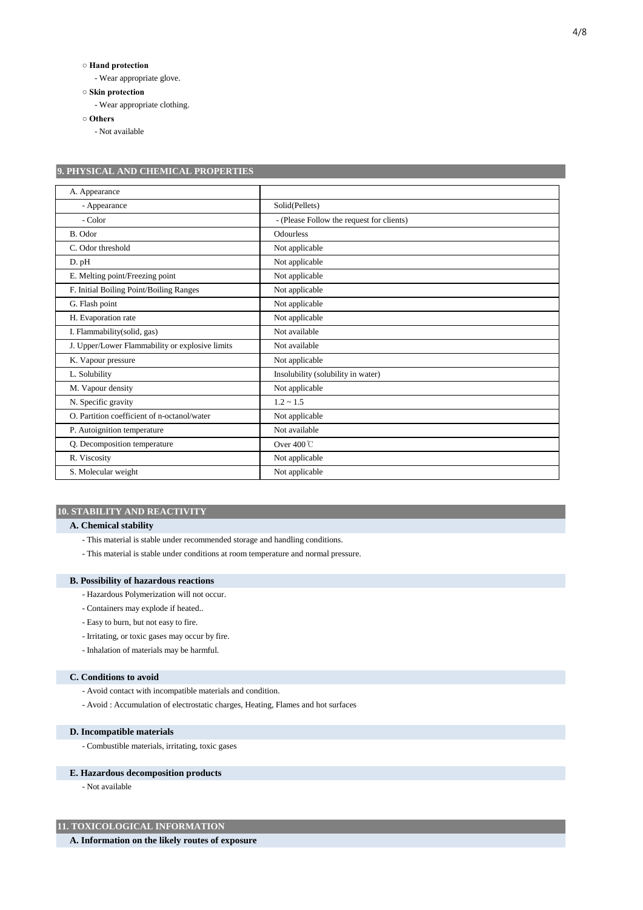○ **Hand protection**

- Wear appropriate glove.

○ **Skin protection**

- Wear appropriate clothing.

○ **Others**

- Not available

## 9. PHYSICAL AND CHEMICAL PROPERTIES

| A. Appearance | |
|---|---|
| - Appearance | Solid(Pellets) |
| - Color | - (Please Follow the request for clients) |
| B. Odor | Odourless |
| C. Odor threshold | Not applicable |
| D. pH | Not applicable |
| E. Melting point/Freezing point | Not applicable |
| F. Initial Boiling Point/Boiling Ranges | Not applicable |
| G. Flash point | Not applicable |
| H. Evaporation rate | Not applicable |
| I. Flammability(solid, gas) | Not available |
| J. Upper/Lower Flammability or explosive limits | Not available |
| K. Vapour pressure | Not applicable |
| L. Solubility | Insolubility (solubility in water) |
| M. Vapour density | Not applicable |
| N. Specific gravity | 1.2 ~ 1.5 |
| O. Partition coefficient of n-octanol/water | Not applicable |
| P. Autoignition temperature | Not available |
| Q. Decomposition temperature | Over 400℃ |
| R. Viscosity | Not applicable |
| S. Molecular weight | Not applicable |

## 10. STABILITY AND REACTIVITY

### A. Chemical stability

- This material is stable under recommended storage and handling conditions.
- This material is stable under conditions at room temperature and normal pressure.

### B. Possibility of hazardous reactions

- Hazardous Polymerization will not occur.
- Containers may explode if heated..
- Easy to burn, but not easy to fire.
- Irritating, or toxic gases may occur by fire.
- Inhalation of materials may be harmful.

### C. Conditions to avoid

- Avoid contact with incompatible materials and condition.
- Avoid : Accumulation of electrostatic charges, Heating, Flames and hot surfaces

### D. Incompatible materials

- Combustible materials, irritating, toxic gases

### E. Hazardous decomposition products

- Not available

## 11. TOXICOLOGICAL INFORMATION

### A. Information on the likely routes of exposure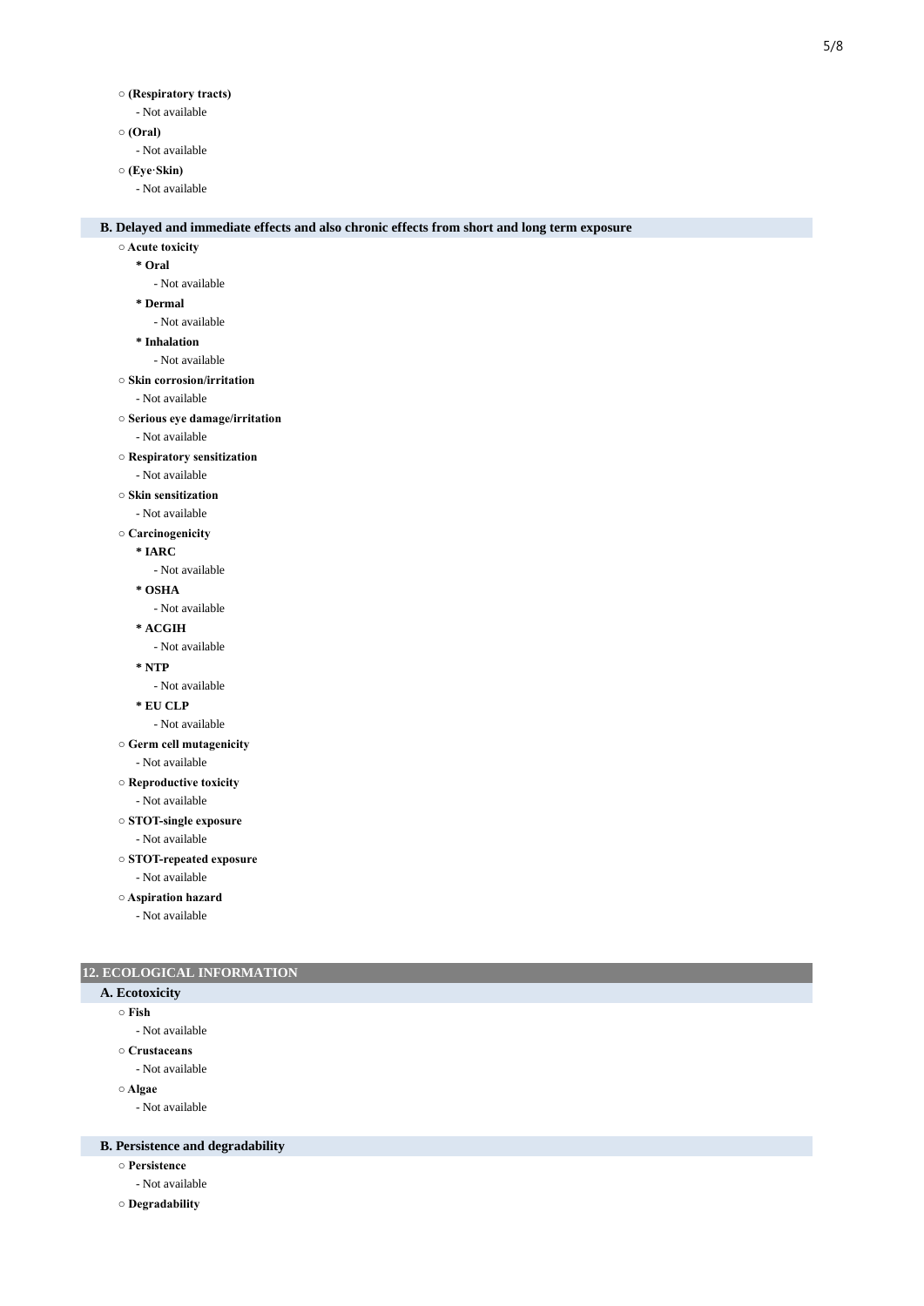○ **(Respiratory tracts)**

- Not available

○ **(Oral)**

- Not available

○ **(Eye·Skin)**

- Not available

### B. Delayed and immediate effects and also chronic effects from short and long term exposure

○ **Acute toxicity**

* **Oral**
  - Not available
* **Dermal**
  - Not available
* **Inhalation**
  - Not available

○ **Skin corrosion/irritation**

- Not available

○ **Serious eye damage/irritation**

- Not available

○ **Respiratory sensitization**

- Not available

○ **Skin sensitization**

- Not available

○ **Carcinogenicity**

* **IARC**
  - Not available
* **OSHA**
  - Not available
* **ACGIH**
  - Not available
* **NTP**
  - Not available
* **EU CLP**
  - Not available

○ **Germ cell mutagenicity**

- Not available

○ **Reproductive toxicity**

- Not available

○ **STOT-single exposure**

- Not available

○ **STOT-repeated exposure**

- Not available

○ **Aspiration hazard**

- Not available

## 12. ECOLOGICAL INFORMATION

### A. Ecotoxicity

○ **Fish**

- Not available

○ **Crustaceans**

- Not available

○ **Algae**

- Not available

### B. Persistence and degradability

○ **Persistence**

- Not available

○ **Degradability**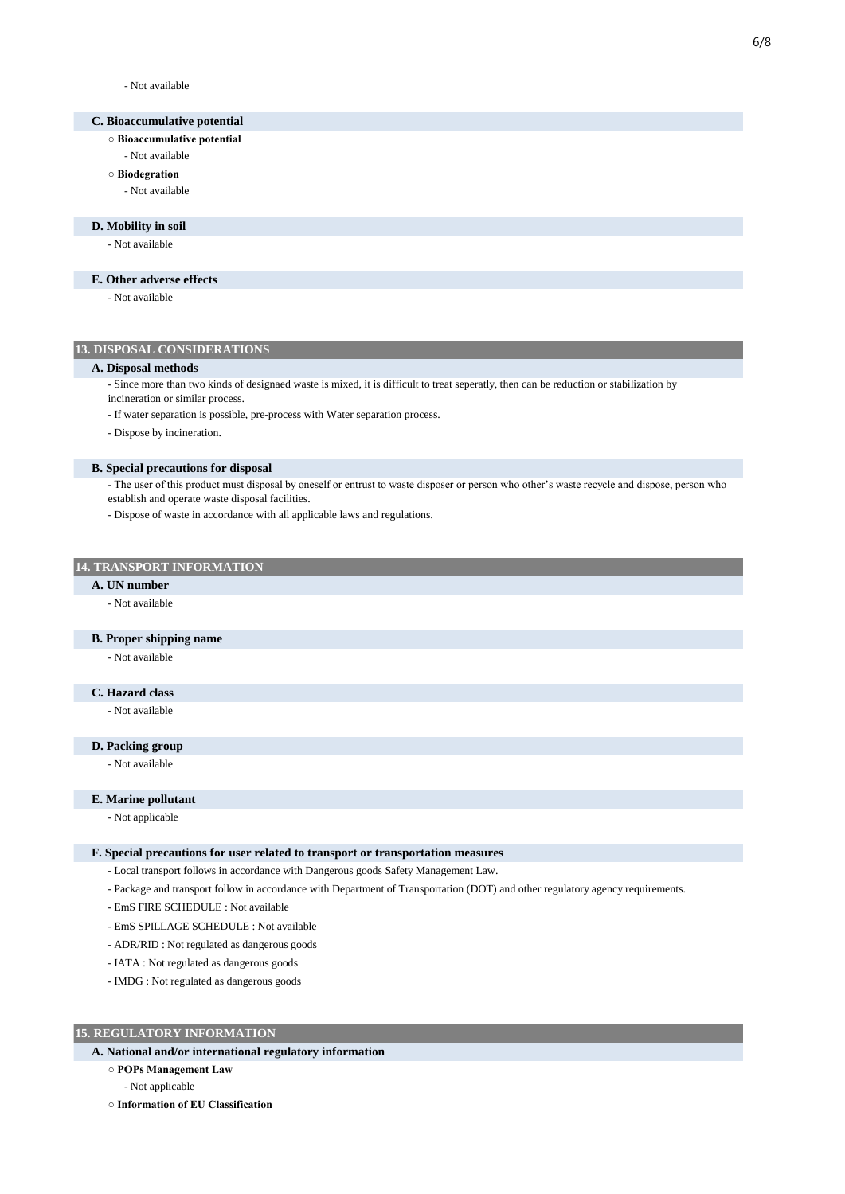- Not available

### C. Bioaccumulative potential

○ **Bioaccumulative potential**

- Not available

○ **Biodegration**

- Not available

### D. Mobility in soil

- Not available

### E. Other adverse effects

- Not available

## 13. DISPOSAL CONSIDERATIONS

### A. Disposal methods

- Since more than two kinds of designaed waste is mixed, it is difficult to treat seperatly, then can be reduction or stabilization by incineration or similar process.
- If water separation is possible, pre-process with Water separation process.
- Dispose by incineration.

### B. Special precautions for disposal

- The user of this product must disposal by oneself or entrust to waste disposer or person who other's waste recycle and dispose, person who establish and operate waste disposal facilities.
- Dispose of waste in accordance with all applicable laws and regulations.

## 14. TRANSPORT INFORMATION

### A. UN number

- Not available

### B. Proper shipping name

- Not available

### C. Hazard class

- Not available

### D. Packing group

- Not available

### E. Marine pollutant

- Not applicable

### F. Special precautions for user related to transport or transportation measures

- Local transport follows in accordance with Dangerous goods Safety Management Law.
- Package and transport follow in accordance with Department of Transportation (DOT) and other regulatory agency requirements.
- EmS FIRE SCHEDULE : Not available
- EmS SPILLAGE SCHEDULE : Not available
- ADR/RID : Not regulated as dangerous goods
- IATA : Not regulated as dangerous goods
- IMDG : Not regulated as dangerous goods

## 15. REGULATORY INFORMATION

### A. National and/or international regulatory information

○ **POPs Management Law**

- Not applicable

○ **Information of EU Classification**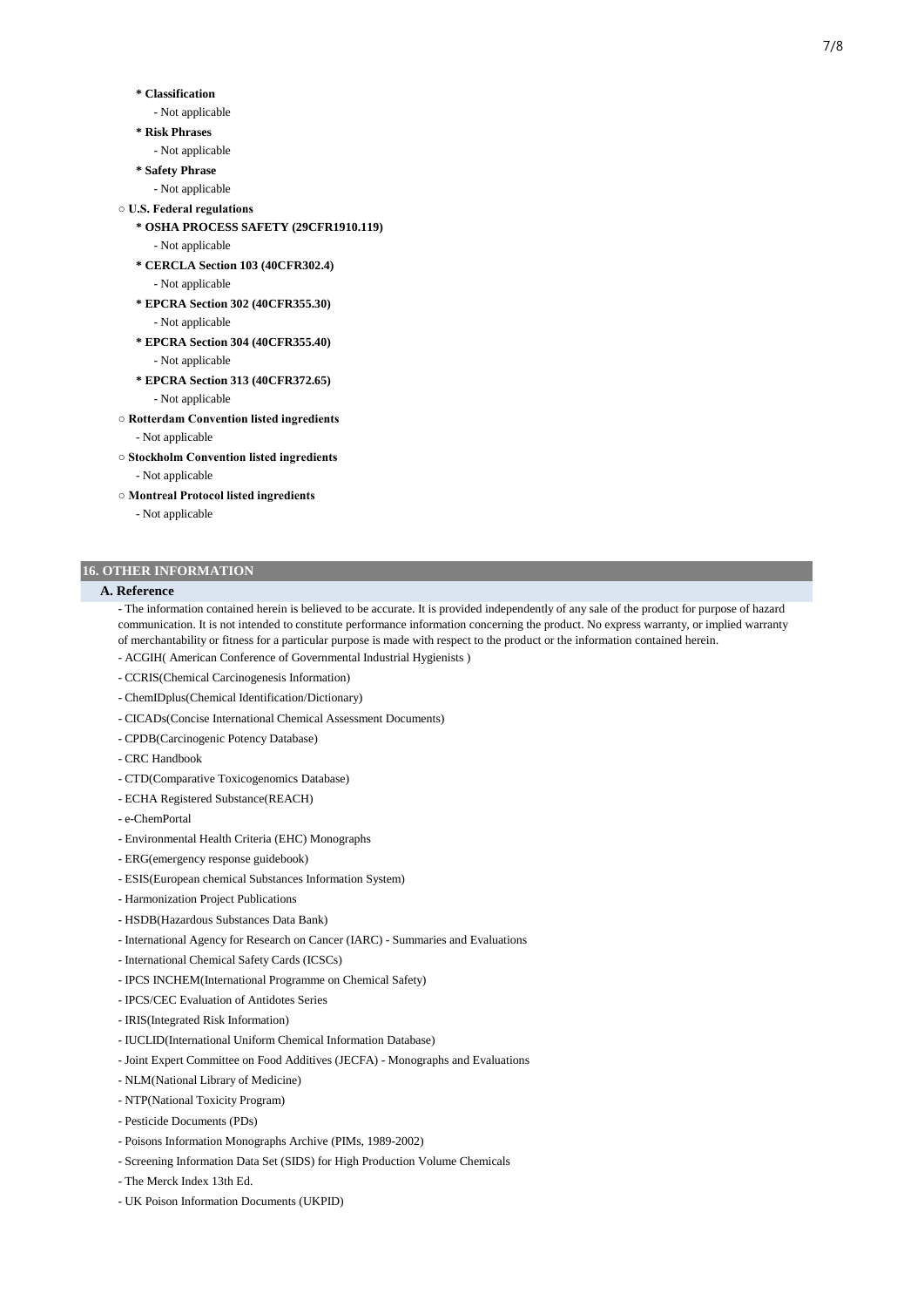**\* Classification**

- Not applicable

**\* Risk Phrases**

- Not applicable

**\* Safety Phrase**

- Not applicable

○ **U.S. Federal regulations**

**\* OSHA PROCESS SAFETY (29CFR1910.119)**

- Not applicable

**\* CERCLA Section 103 (40CFR302.4)**

- Not applicable

**\* EPCRA Section 302 (40CFR355.30)**

- Not applicable

**\* EPCRA Section 304 (40CFR355.40)**

- Not applicable

**\* EPCRA Section 313 (40CFR372.65)**

- Not applicable

○ **Rotterdam Convention listed ingredients**

- Not applicable

○ **Stockholm Convention listed ingredients**

- Not applicable

○ **Montreal Protocol listed ingredients**

- Not applicable

## 16. OTHER INFORMATION

### A. Reference

- The information contained herein is believed to be accurate. It is provided independently of any sale of the product for purpose of hazard communication. It is not intended to constitute performance information concerning the product. No express warranty, or implied warranty of merchantability or fitness for a particular purpose is made with respect to the product or the information contained herein.
- ACGIH( American Conference of Governmental Industrial Hygienists )
- CCRIS(Chemical Carcinogenesis Information)
- ChemIDplus(Chemical Identification/Dictionary)
- CICADs(Concise International Chemical Assessment Documents)
- CPDB(Carcinogenic Potency Database)
- CRC Handbook
- CTD(Comparative Toxicogenomics Database)
- ECHA Registered Substance(REACH)
- e-ChemPortal
- Environmental Health Criteria (EHC) Monographs
- ERG(emergency response guidebook)
- ESIS(European chemical Substances Information System)
- Harmonization Project Publications
- HSDB(Hazardous Substances Data Bank)
- International Agency for Research on Cancer (IARC) - Summaries and Evaluations
- International Chemical Safety Cards (ICSCs)
- IPCS INCHEM(International Programme on Chemical Safety)
- IPCS/CEC Evaluation of Antidotes Series
- IRIS(Integrated Risk Information)
- IUCLID(International Uniform Chemical Information Database)
- Joint Expert Committee on Food Additives (JECFA) - Monographs and Evaluations
- NLM(National Library of Medicine)
- NTP(National Toxicity Program)
- Pesticide Documents (PDs)
- Poisons Information Monographs Archive (PIMs, 1989-2002)
- Screening Information Data Set (SIDS) for High Production Volume Chemicals
- The Merck Index 13th Ed.
- UK Poison Information Documents (UKPID)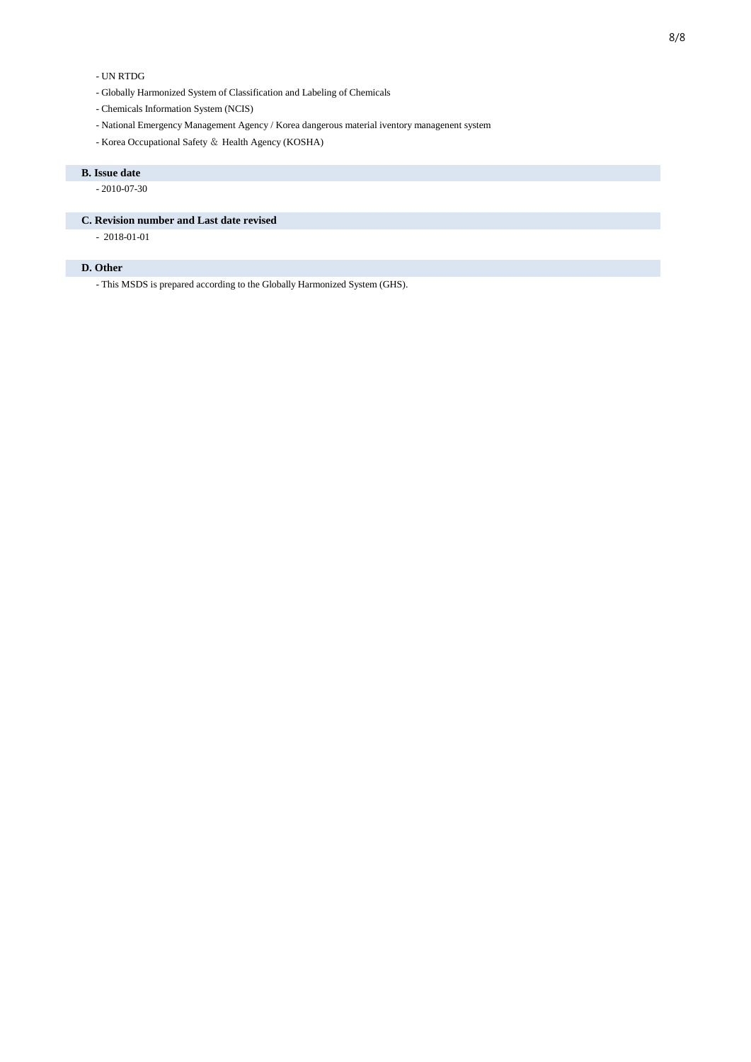- UN RTDG
- Globally Harmonized System of Classification and Labeling of Chemicals
- Chemicals Information System (NCIS)
- National Emergency Management Agency / Korea dangerous material iventory managenent system
- Korea Occupational Safety ＆ Health Agency (KOSHA)

### B. Issue date

- 2010-07-30

### C. Revision number and Last date revised

- 2018-01-01

### D. Other

- This MSDS is prepared according to the Globally Harmonized System (GHS).